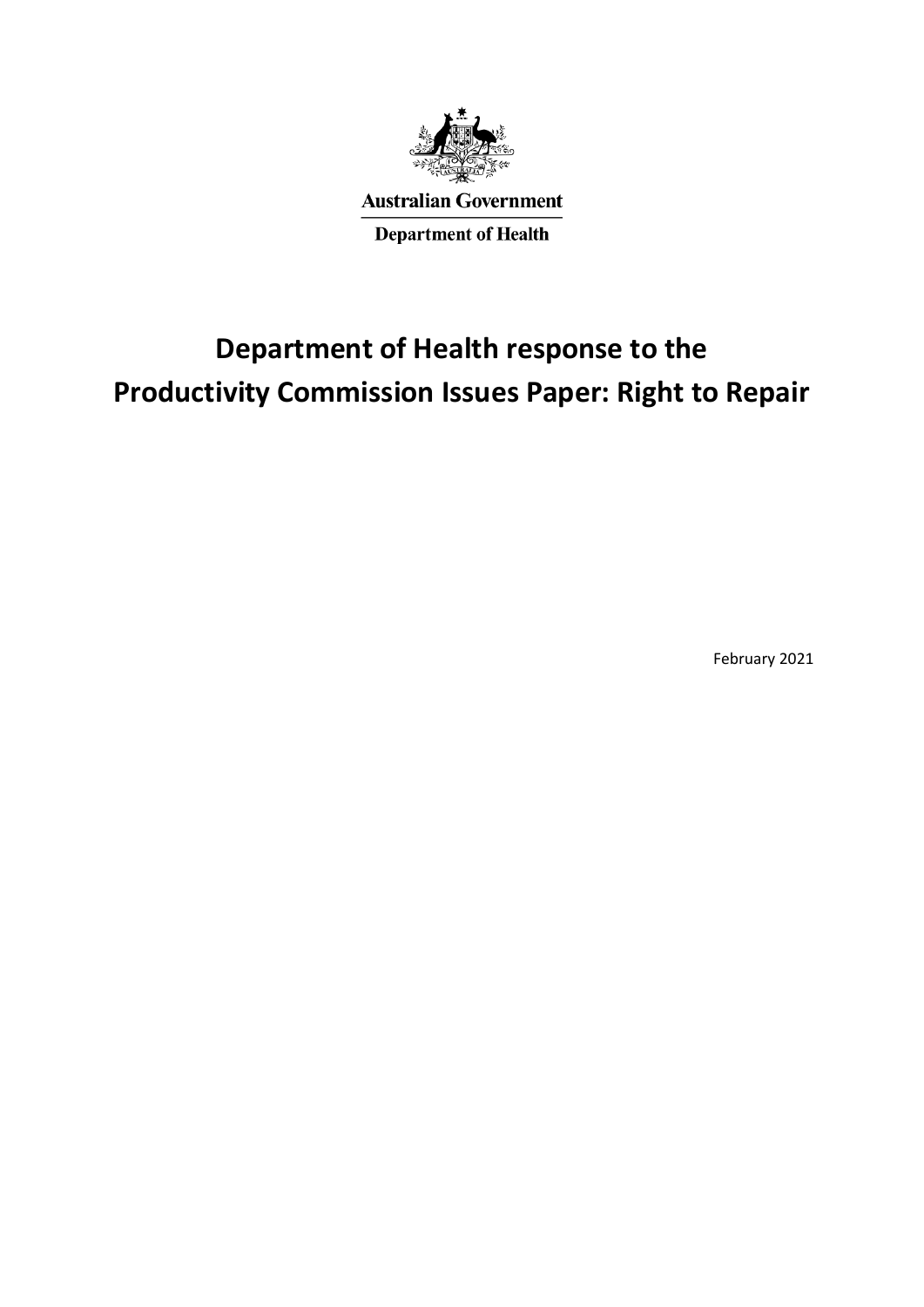Australian Government

Department of Health

# Department of Health response to the Productivity Commission Issues Paper: Right to Repair

February 2021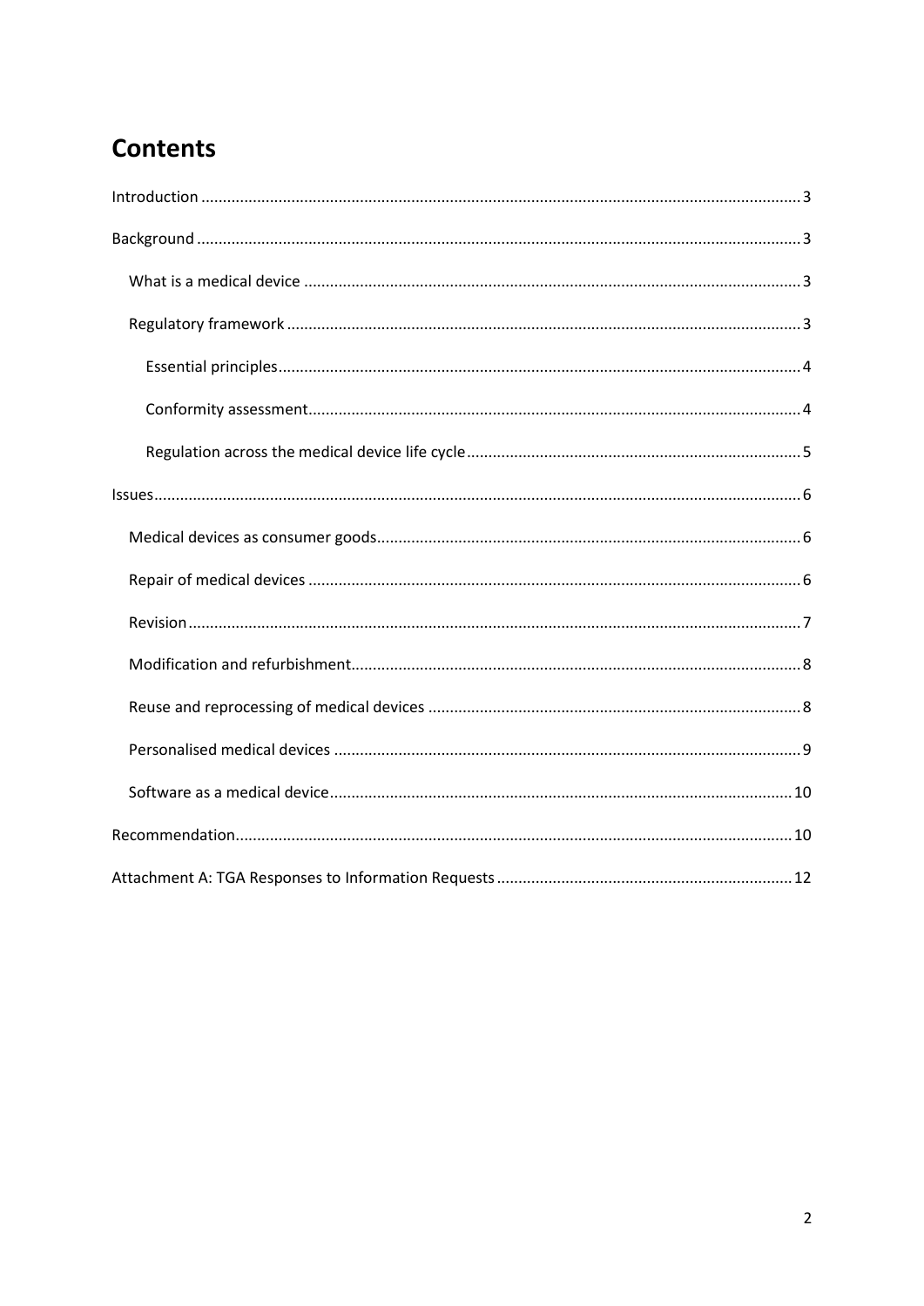# Contents

Introduction ..... 3

Background ..... 3

- What is a medical device ..... 3
- Regulatory framework ..... 3
  - Essential principles ..... 4
  - Conformity assessment ..... 4
  - Regulation across the medical device life cycle ..... 5

Issues ..... 6

- Medical devices as consumer goods ..... 6
- Repair of medical devices ..... 6
- Revision ..... 7
- Modification and refurbishment ..... 8
- Reuse and reprocessing of medical devices ..... 8
- Personalised medical devices ..... 9
- Software as a medical device ..... 10

Recommendation ..... 10

Attachment A: TGA Responses to Information Requests ..... 12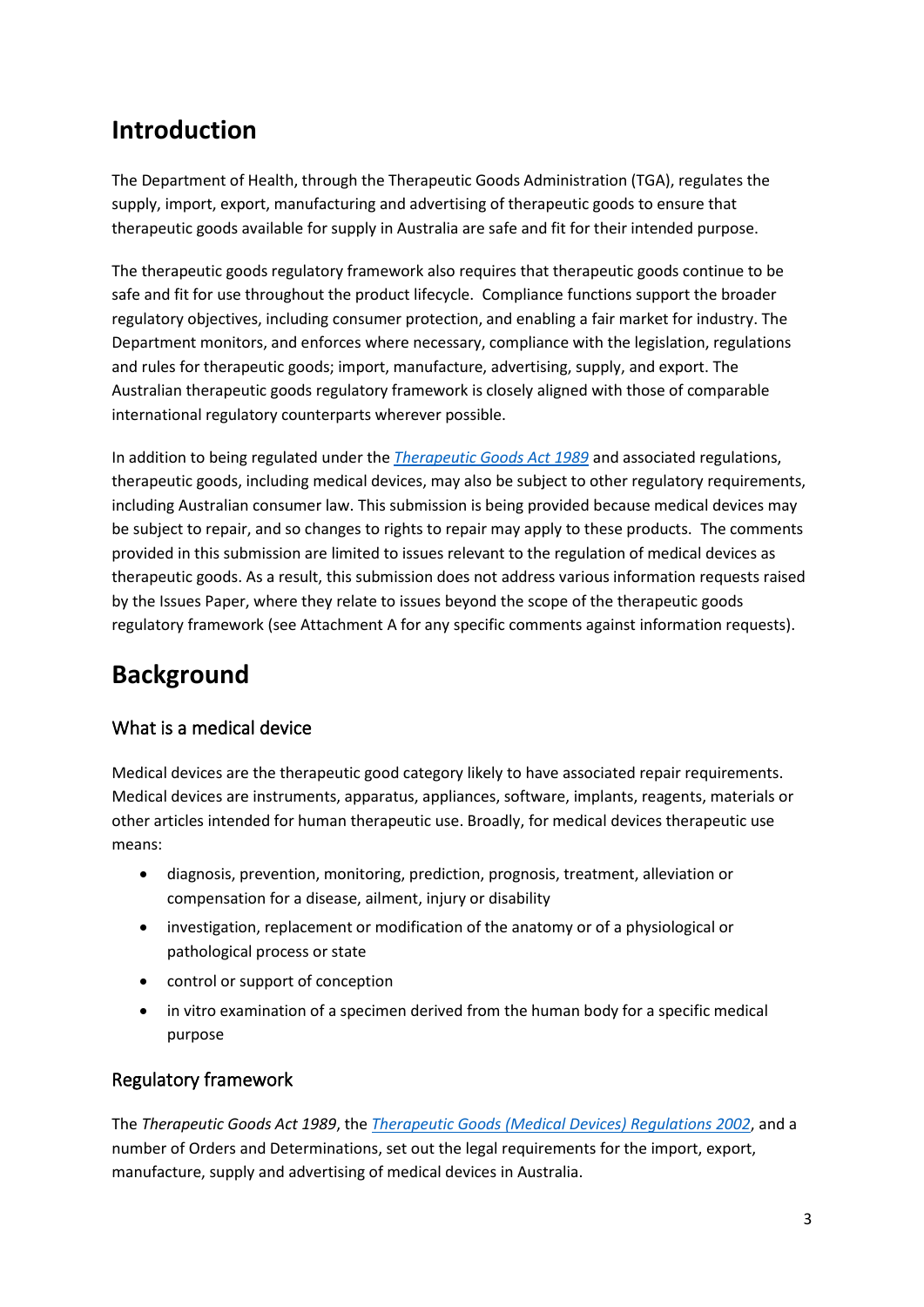# Introduction

The Department of Health, through the Therapeutic Goods Administration (TGA), regulates the supply, import, export, manufacturing and advertising of therapeutic goods to ensure that therapeutic goods available for supply in Australia are safe and fit for their intended purpose.

The therapeutic goods regulatory framework also requires that therapeutic goods continue to be safe and fit for use throughout the product lifecycle. Compliance functions support the broader regulatory objectives, including consumer protection, and enabling a fair market for industry. The Department monitors, and enforces where necessary, compliance with the legislation, regulations and rules for therapeutic goods; import, manufacture, advertising, supply, and export. The Australian therapeutic goods regulatory framework is closely aligned with those of comparable international regulatory counterparts wherever possible.

In addition to being regulated under the *Therapeutic Goods Act 1989* and associated regulations, therapeutic goods, including medical devices, may also be subject to other regulatory requirements, including Australian consumer law. This submission is being provided because medical devices may be subject to repair, and so changes to rights to repair may apply to these products. The comments provided in this submission are limited to issues relevant to the regulation of medical devices as therapeutic goods. As a result, this submission does not address various information requests raised by the Issues Paper, where they relate to issues beyond the scope of the therapeutic goods regulatory framework (see Attachment A for any specific comments against information requests).

# Background

## What is a medical device

Medical devices are the therapeutic good category likely to have associated repair requirements. Medical devices are instruments, apparatus, appliances, software, implants, reagents, materials or other articles intended for human therapeutic use. Broadly, for medical devices therapeutic use means:

- diagnosis, prevention, monitoring, prediction, prognosis, treatment, alleviation or compensation for a disease, ailment, injury or disability
- investigation, replacement or modification of the anatomy or of a physiological or pathological process or state
- control or support of conception
- in vitro examination of a specimen derived from the human body for a specific medical purpose

## Regulatory framework

The *Therapeutic Goods Act 1989*, the *Therapeutic Goods (Medical Devices) Regulations 2002*, and a number of Orders and Determinations, set out the legal requirements for the import, export, manufacture, supply and advertising of medical devices in Australia.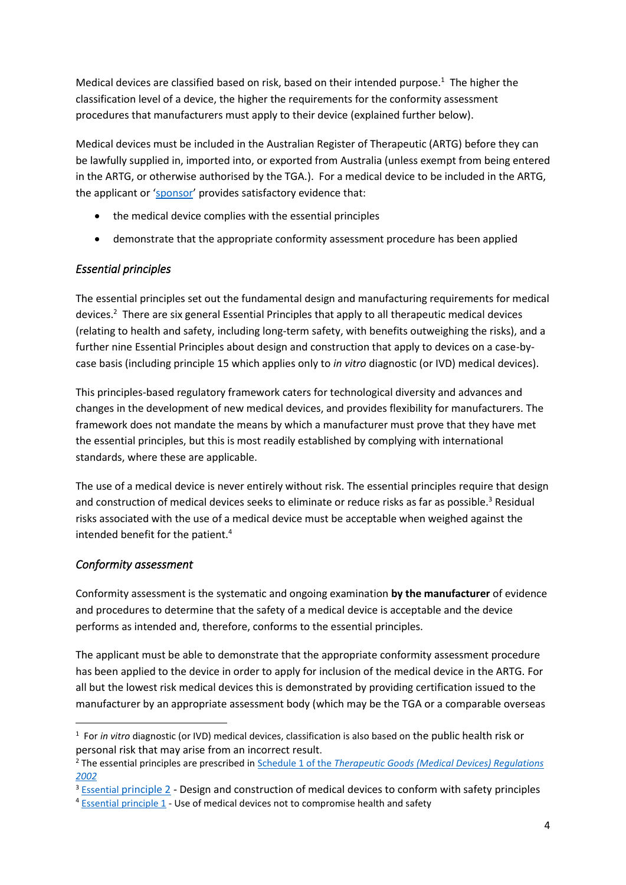Medical devices are classified based on risk, based on their intended purpose.[1] The higher the classification level of a device, the higher the requirements for the conformity assessment procedures that manufacturers must apply to their device (explained further below).

Medical devices must be included in the Australian Register of Therapeutic (ARTG) before they can be lawfully supplied in, imported into, or exported from Australia (unless exempt from being entered in the ARTG, or otherwise authorised by the TGA.). For a medical device to be included in the ARTG, the applicant or '[sponsor](sponsor)' provides satisfactory evidence that:

- the medical device complies with the essential principles
- demonstrate that the appropriate conformity assessment procedure has been applied

### *Essential principles*

The essential principles set out the fundamental design and manufacturing requirements for medical devices.[2] There are six general Essential Principles that apply to all therapeutic medical devices (relating to health and safety, including long-term safety, with benefits outweighing the risks), and a further nine Essential Principles about design and construction that apply to devices on a case-by-case basis (including principle 15 which applies only to *in vitro* diagnostic (or IVD) medical devices).

This principles-based regulatory framework caters for technological diversity and advances and changes in the development of new medical devices, and provides flexibility for manufacturers. The framework does not mandate the means by which a manufacturer must prove that they have met the essential principles, but this is most readily established by complying with international standards, where these are applicable.

The use of a medical device is never entirely without risk. The essential principles require that design and construction of medical devices seeks to eliminate or reduce risks as far as possible.[3] Residual risks associated with the use of a medical device must be acceptable when weighed against the intended benefit for the patient.[4]

### *Conformity assessment*

Conformity assessment is the systematic and ongoing examination **by the manufacturer** of evidence and procedures to determine that the safety of a medical device is acceptable and the device performs as intended and, therefore, conforms to the essential principles.

The applicant must be able to demonstrate that the appropriate conformity assessment procedure has been applied to the device in order to apply for inclusion of the medical device in the ARTG. For all but the lowest risk medical devices this is demonstrated by providing certification issued to the manufacturer by an appropriate assessment body (which may be the TGA or a comparable overseas

---

[1] For *in vitro* diagnostic (or IVD) medical devices, classification is also based on the public health risk or personal risk that may arise from an incorrect result.

[2] The essential principles are prescribed in Schedule 1 of the *Therapeutic Goods (Medical Devices) Regulations 2002*

[3] Essential principle 2 - Design and construction of medical devices to conform with safety principles

[4] Essential principle 1 - Use of medical devices not to compromise health and safety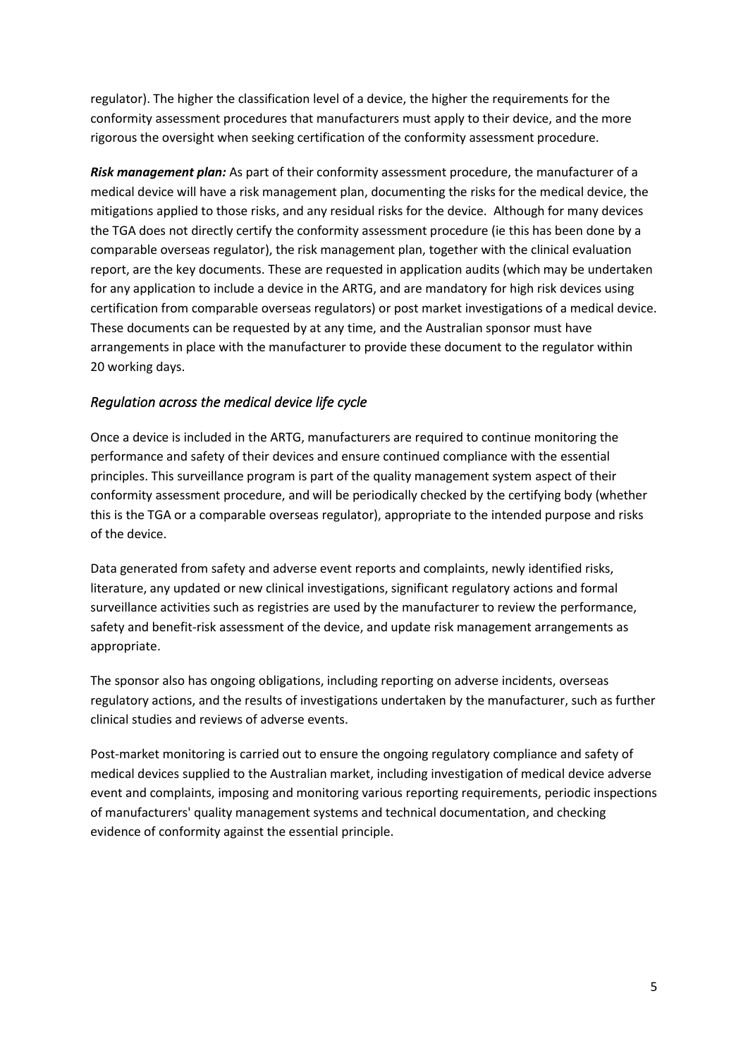regulator). The higher the classification level of a device, the higher the requirements for the conformity assessment procedures that manufacturers must apply to their device, and the more rigorous the oversight when seeking certification of the conformity assessment procedure.

***Risk management plan:*** As part of their conformity assessment procedure, the manufacturer of a medical device will have a risk management plan, documenting the risks for the medical device, the mitigations applied to those risks, and any residual risks for the device. Although for many devices the TGA does not directly certify the conformity assessment procedure (ie this has been done by a comparable overseas regulator), the risk management plan, together with the clinical evaluation report, are the key documents. These are requested in application audits (which may be undertaken for any application to include a device in the ARTG, and are mandatory for high risk devices using certification from comparable overseas regulators) or post market investigations of a medical device. These documents can be requested by at any time, and the Australian sponsor must have arrangements in place with the manufacturer to provide these document to the regulator within 20 working days.

### *Regulation across the medical device life cycle*

Once a device is included in the ARTG, manufacturers are required to continue monitoring the performance and safety of their devices and ensure continued compliance with the essential principles. This surveillance program is part of the quality management system aspect of their conformity assessment procedure, and will be periodically checked by the certifying body (whether this is the TGA or a comparable overseas regulator), appropriate to the intended purpose and risks of the device.

Data generated from safety and adverse event reports and complaints, newly identified risks, literature, any updated or new clinical investigations, significant regulatory actions and formal surveillance activities such as registries are used by the manufacturer to review the performance, safety and benefit-risk assessment of the device, and update risk management arrangements as appropriate.

The sponsor also has ongoing obligations, including reporting on adverse incidents, overseas regulatory actions, and the results of investigations undertaken by the manufacturer, such as further clinical studies and reviews of adverse events.

Post-market monitoring is carried out to ensure the ongoing regulatory compliance and safety of medical devices supplied to the Australian market, including investigation of medical device adverse event and complaints, imposing and monitoring various reporting requirements, periodic inspections of manufacturers' quality management systems and technical documentation, and checking evidence of conformity against the essential principle.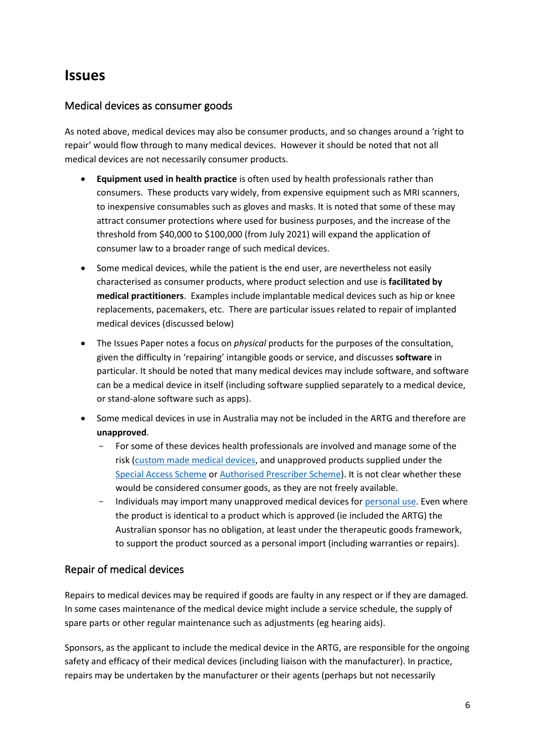# Issues

## Medical devices as consumer goods

As noted above, medical devices may also be consumer products, and so changes around a 'right to repair' would flow through to many medical devices. However it should be noted that not all medical devices are not necessarily consumer products.

- **Equipment used in health practice** is often used by health professionals rather than consumers. These products vary widely, from expensive equipment such as MRI scanners, to inexpensive consumables such as gloves and masks. It is noted that some of these may attract consumer protections where used for business purposes, and the increase of the threshold from $40,000 to $100,000 (from July 2021) will expand the application of consumer law to a broader range of such medical devices.
- Some medical devices, while the patient is the end user, are nevertheless not easily characterised as consumer products, where product selection and use is **facilitated by medical practitioners**. Examples include implantable medical devices such as hip or knee replacements, pacemakers, etc. There are particular issues related to repair of implanted medical devices (discussed below)
- The Issues Paper notes a focus on *physical* products for the purposes of the consultation, given the difficulty in 'repairing' intangible goods or service, and discusses **software** in particular. It should be noted that many medical devices may include software, and software can be a medical device in itself (including software supplied separately to a medical device, or stand-alone software such as apps).
- Some medical devices in use in Australia may not be included in the ARTG and therefore are **unapproved**.
  - For some of these devices health professionals are involved and manage some of the risk (custom made medical devices, and unapproved products supplied under the Special Access Scheme or Authorised Prescriber Scheme). It is not clear whether these would be considered consumer goods, as they are not freely available.
  - Individuals may import many unapproved medical devices for personal use. Even where the product is identical to a product which is approved (ie included the ARTG) the Australian sponsor has no obligation, at least under the therapeutic goods framework, to support the product sourced as a personal import (including warranties or repairs).

## Repair of medical devices

Repairs to medical devices may be required if goods are faulty in any respect or if they are damaged. In some cases maintenance of the medical device might include a service schedule, the supply of spare parts or other regular maintenance such as adjustments (eg hearing aids).

Sponsors, as the applicant to include the medical device in the ARTG, are responsible for the ongoing safety and efficacy of their medical devices (including liaison with the manufacturer). In practice, repairs may be undertaken by the manufacturer or their agents (perhaps but not necessarily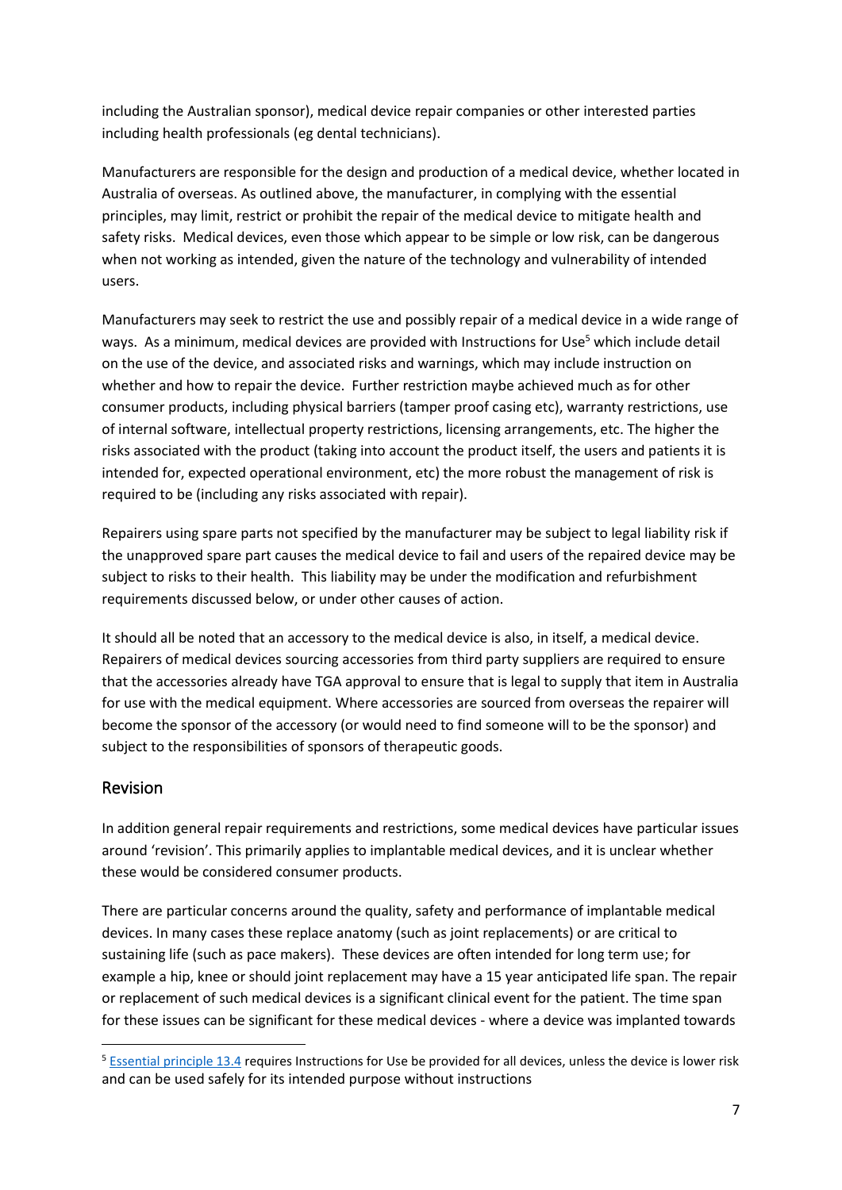including the Australian sponsor), medical device repair companies or other interested parties including health professionals (eg dental technicians).

Manufacturers are responsible for the design and production of a medical device, whether located in Australia of overseas. As outlined above, the manufacturer, in complying with the essential principles, may limit, restrict or prohibit the repair of the medical device to mitigate health and safety risks. Medical devices, even those which appear to be simple or low risk, can be dangerous when not working as intended, given the nature of the technology and vulnerability of intended users.

Manufacturers may seek to restrict the use and possibly repair of a medical device in a wide range of ways. As a minimum, medical devices are provided with Instructions for Use[5] which include detail on the use of the device, and associated risks and warnings, which may include instruction on whether and how to repair the device. Further restriction maybe achieved much as for other consumer products, including physical barriers (tamper proof casing etc), warranty restrictions, use of internal software, intellectual property restrictions, licensing arrangements, etc. The higher the risks associated with the product (taking into account the product itself, the users and patients it is intended for, expected operational environment, etc) the more robust the management of risk is required to be (including any risks associated with repair).

Repairers using spare parts not specified by the manufacturer may be subject to legal liability risk if the unapproved spare part causes the medical device to fail and users of the repaired device may be subject to risks to their health. This liability may be under the modification and refurbishment requirements discussed below, or under other causes of action.

It should all be noted that an accessory to the medical device is also, in itself, a medical device. Repairers of medical devices sourcing accessories from third party suppliers are required to ensure that the accessories already have TGA approval to ensure that is legal to supply that item in Australia for use with the medical equipment. Where accessories are sourced from overseas the repairer will become the sponsor of the accessory (or would need to find someone will to be the sponsor) and subject to the responsibilities of sponsors of therapeutic goods.

## Revision

In addition general repair requirements and restrictions, some medical devices have particular issues around 'revision'. This primarily applies to implantable medical devices, and it is unclear whether these would be considered consumer products.

There are particular concerns around the quality, safety and performance of implantable medical devices. In many cases these replace anatomy (such as joint replacements) or are critical to sustaining life (such as pace makers). These devices are often intended for long term use; for example a hip, knee or should joint replacement may have a 15 year anticipated life span. The repair or replacement of such medical devices is a significant clinical event for the patient. The time span for these issues can be significant for these medical devices - where a device was implanted towards

---

[5] Essential principle 13.4 requires Instructions for Use be provided for all devices, unless the device is lower risk and can be used safely for its intended purpose without instructions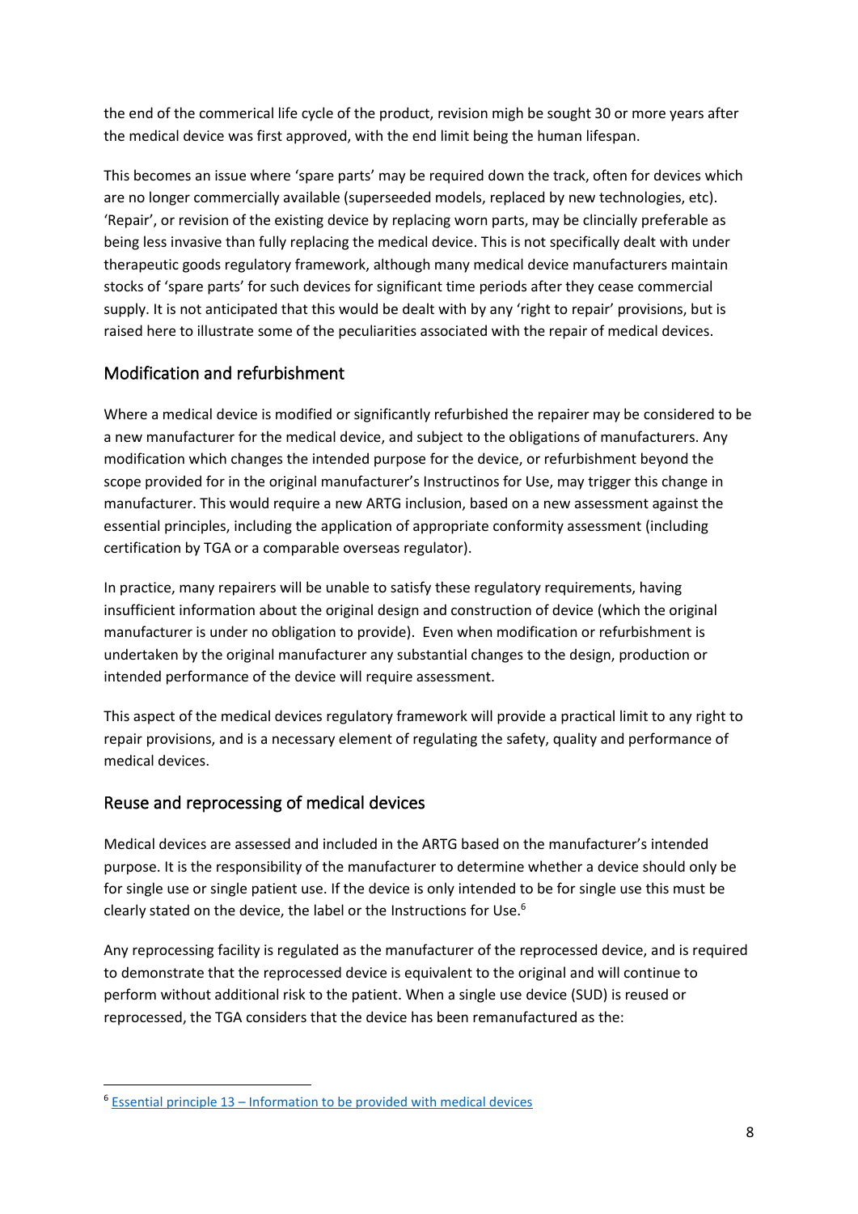the end of the commerical life cycle of the product, revision migh be sought 30 or more years after the medical device was first approved, with the end limit being the human lifespan.

This becomes an issue where 'spare parts' may be required down the track, often for devices which are no longer commercially available (superseeded models, replaced by new technologies, etc). 'Repair', or revision of the existing device by replacing worn parts, may be clincially preferable as being less invasive than fully replacing the medical device. This is not specifically dealt with under therapeutic goods regulatory framework, although many medical device manufacturers maintain stocks of 'spare parts' for such devices for significant time periods after they cease commercial supply. It is not anticipated that this would be dealt with by any 'right to repair' provisions, but is raised here to illustrate some of the peculiarities associated with the repair of medical devices.

## Modification and refurbishment

Where a medical device is modified or significantly refurbished the repairer may be considered to be a new manufacturer for the medical device, and subject to the obligations of manufacturers. Any modification which changes the intended purpose for the device, or refurbishment beyond the scope provided for in the original manufacturer's Instructinos for Use, may trigger this change in manufacturer. This would require a new ARTG inclusion, based on a new assessment against the essential principles, including the application of appropriate conformity assessment (including certification by TGA or a comparable overseas regulator).

In practice, many repairers will be unable to satisfy these regulatory requirements, having insufficient information about the original design and construction of device (which the original manufacturer is under no obligation to provide). Even when modification or refurbishment is undertaken by the original manufacturer any substantial changes to the design, production or intended performance of the device will require assessment.

This aspect of the medical devices regulatory framework will provide a practical limit to any right to repair provisions, and is a necessary element of regulating the safety, quality and performance of medical devices.

## Reuse and reprocessing of medical devices

Medical devices are assessed and included in the ARTG based on the manufacturer's intended purpose. It is the responsibility of the manufacturer to determine whether a device should only be for single use or single patient use. If the device is only intended to be for single use this must be clearly stated on the device, the label or the Instructions for Use.[6]

Any reprocessing facility is regulated as the manufacturer of the reprocessed device, and is required to demonstrate that the reprocessed device is equivalent to the original and will continue to perform without additional risk to the patient. When a single use device (SUD) is reused or reprocessed, the TGA considers that the device has been remanufactured as the:

[6] Essential principle 13 – Information to be provided with medical devices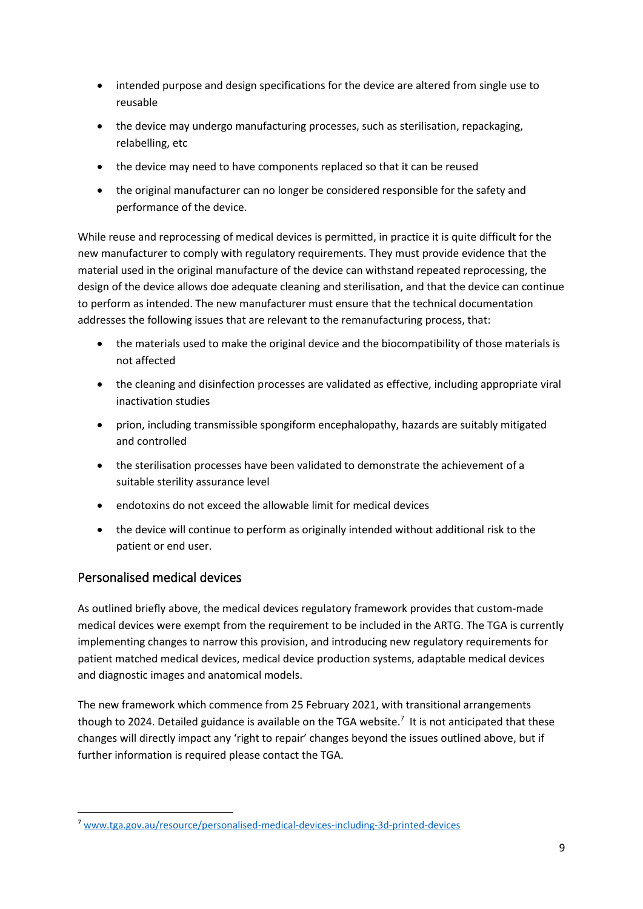- intended purpose and design specifications for the device are altered from single use to reusable
- the device may undergo manufacturing processes, such as sterilisation, repackaging, relabelling, etc
- the device may need to have components replaced so that it can be reused
- the original manufacturer can no longer be considered responsible for the safety and performance of the device.

While reuse and reprocessing of medical devices is permitted, in practice it is quite difficult for the new manufacturer to comply with regulatory requirements. They must provide evidence that the material used in the original manufacture of the device can withstand repeated reprocessing, the design of the device allows doe adequate cleaning and sterilisation, and that the device can continue to perform as intended. The new manufacturer must ensure that the technical documentation addresses the following issues that are relevant to the remanufacturing process, that:

- the materials used to make the original device and the biocompatibility of those materials is not affected
- the cleaning and disinfection processes are validated as effective, including appropriate viral inactivation studies
- prion, including transmissible spongiform encephalopathy, hazards are suitably mitigated and controlled
- the sterilisation processes have been validated to demonstrate the achievement of a suitable sterility assurance level
- endotoxins do not exceed the allowable limit for medical devices
- the device will continue to perform as originally intended without additional risk to the patient or end user.

## Personalised medical devices

As outlined briefly above, the medical devices regulatory framework provides that custom-made medical devices were exempt from the requirement to be included in the ARTG. The TGA is currently implementing changes to narrow this provision, and introducing new regulatory requirements for patient matched medical devices, medical device production systems, adaptable medical devices and diagnostic images and anatomical models.

The new framework which commence from 25 February 2021, with transitional arrangements though to 2024. Detailed guidance is available on the TGA website.[7] It is not anticipated that these changes will directly impact any 'right to repair' changes beyond the issues outlined above, but if further information is required please contact the TGA.

[7] www.tga.gov.au/resource/personalised-medical-devices-including-3d-printed-devices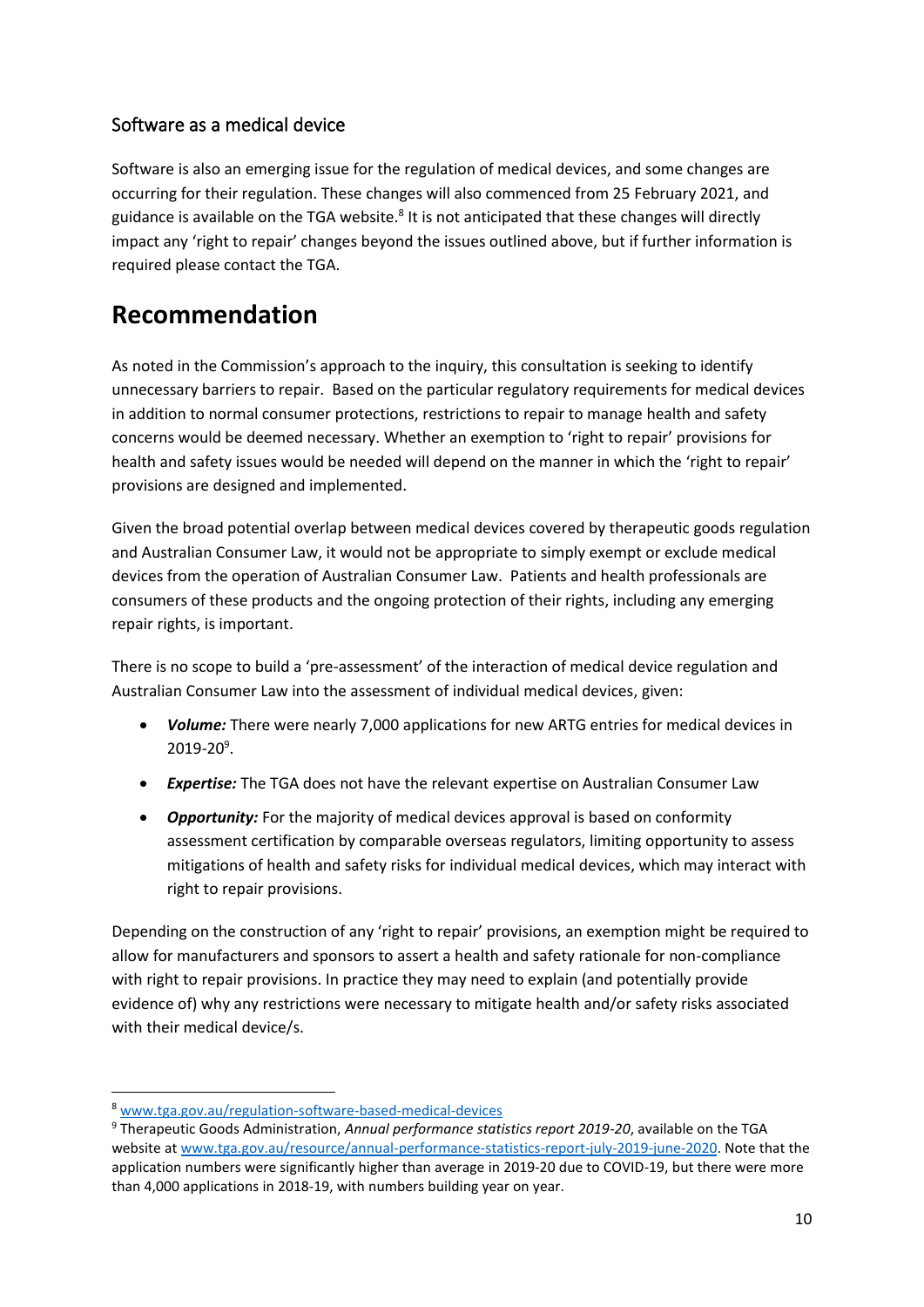### Software as a medical device

Software is also an emerging issue for the regulation of medical devices, and some changes are occurring for their regulation. These changes will also commenced from 25 February 2021, and guidance is available on the TGA website.[8] It is not anticipated that these changes will directly impact any 'right to repair' changes beyond the issues outlined above, but if further information is required please contact the TGA.

# Recommendation

As noted in the Commission's approach to the inquiry, this consultation is seeking to identify unnecessary barriers to repair. Based on the particular regulatory requirements for medical devices in addition to normal consumer protections, restrictions to repair to manage health and safety concerns would be deemed necessary. Whether an exemption to 'right to repair' provisions for health and safety issues would be needed will depend on the manner in which the 'right to repair' provisions are designed and implemented.

Given the broad potential overlap between medical devices covered by therapeutic goods regulation and Australian Consumer Law, it would not be appropriate to simply exempt or exclude medical devices from the operation of Australian Consumer Law. Patients and health professionals are consumers of these products and the ongoing protection of their rights, including any emerging repair rights, is important.

There is no scope to build a 'pre-assessment' of the interaction of medical device regulation and Australian Consumer Law into the assessment of individual medical devices, given:

- ***Volume:*** There were nearly 7,000 applications for new ARTG entries for medical devices in 2019-20[9].
- ***Expertise:*** The TGA does not have the relevant expertise on Australian Consumer Law
- ***Opportunity:*** For the majority of medical devices approval is based on conformity assessment certification by comparable overseas regulators, limiting opportunity to assess mitigations of health and safety risks for individual medical devices, which may interact with right to repair provisions.

Depending on the construction of any 'right to repair' provisions, an exemption might be required to allow for manufacturers and sponsors to assert a health and safety rationale for non-compliance with right to repair provisions. In practice they may need to explain (and potentially provide evidence of) why any restrictions were necessary to mitigate health and/or safety risks associated with their medical device/s.

---

[8] www.tga.gov.au/regulation-software-based-medical-devices

[9] Therapeutic Goods Administration, *Annual performance statistics report 2019-20*, available on the TGA website at www.tga.gov.au/resource/annual-performance-statistics-report-july-2019-june-2020. Note that the application numbers were significantly higher than average in 2019-20 due to COVID-19, but there were more than 4,000 applications in 2018-19, with numbers building year on year.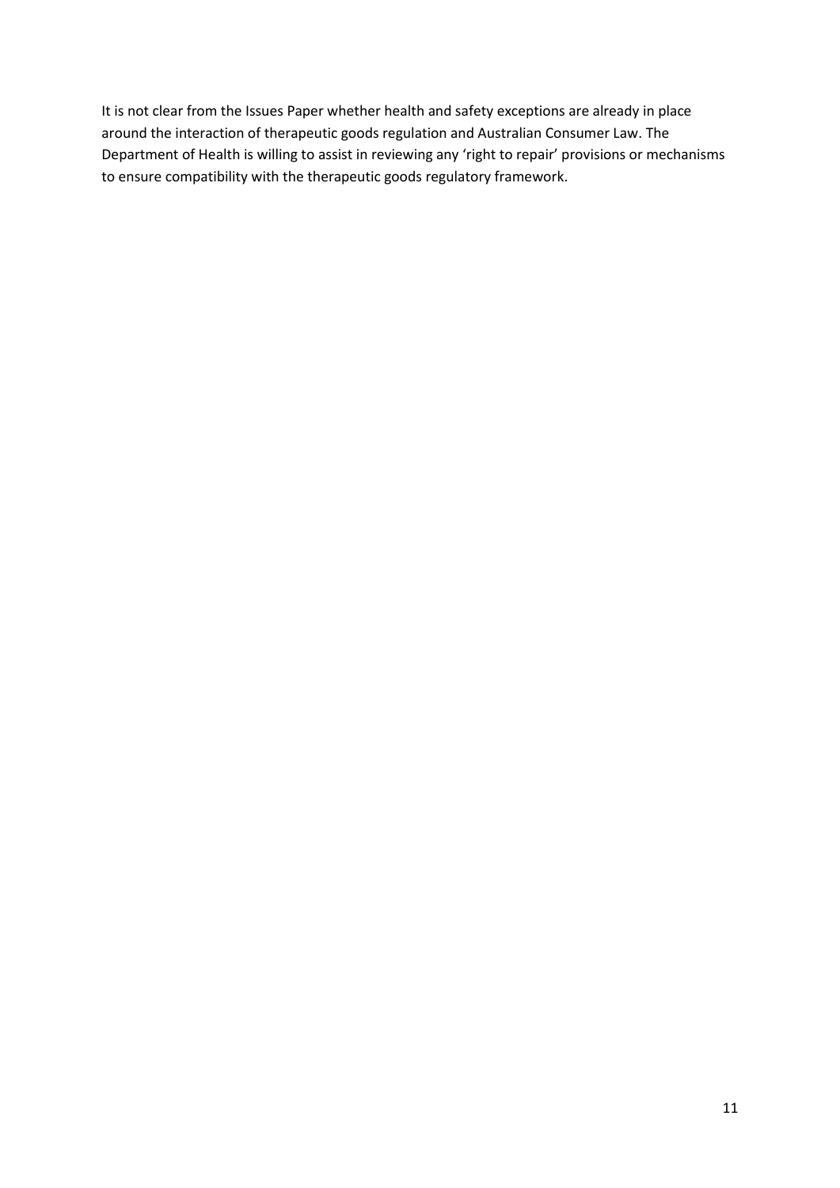It is not clear from the Issues Paper whether health and safety exceptions are already in place around the interaction of therapeutic goods regulation and Australian Consumer Law. The Department of Health is willing to assist in reviewing any 'right to repair' provisions or mechanisms to ensure compatibility with the therapeutic goods regulatory framework.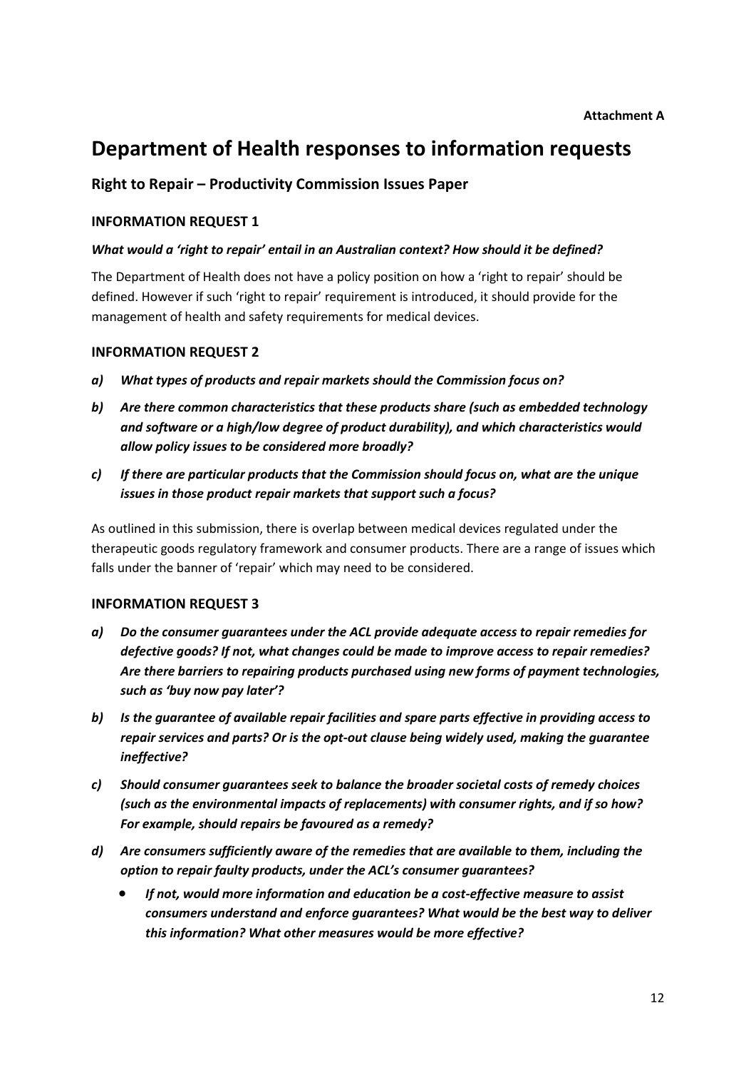**Attachment A**

# Department of Health responses to information requests

## Right to Repair – Productivity Commission Issues Paper

### INFORMATION REQUEST 1

***What would a 'right to repair' entail in an Australian context? How should it be defined?***

The Department of Health does not have a policy position on how a 'right to repair' should be defined. However if such 'right to repair' requirement is introduced, it should provide for the management of health and safety requirements for medical devices.

### INFORMATION REQUEST 2

***a) What types of products and repair markets should the Commission focus on?***

***b) Are there common characteristics that these products share (such as embedded technology and software or a high/low degree of product durability), and which characteristics would allow policy issues to be considered more broadly?***

***c) If there are particular products that the Commission should focus on, what are the unique issues in those product repair markets that support such a focus?***

As outlined in this submission, there is overlap between medical devices regulated under the therapeutic goods regulatory framework and consumer products. There are a range of issues which falls under the banner of 'repair' which may need to be considered.

### INFORMATION REQUEST 3

***a) Do the consumer guarantees under the ACL provide adequate access to repair remedies for defective goods? If not, what changes could be made to improve access to repair remedies? Are there barriers to repairing products purchased using new forms of payment technologies, such as 'buy now pay later'?***

***b) Is the guarantee of available repair facilities and spare parts effective in providing access to repair services and parts? Or is the opt-out clause being widely used, making the guarantee ineffective?***

***c) Should consumer guarantees seek to balance the broader societal costs of remedy choices (such as the environmental impacts of replacements) with consumer rights, and if so how? For example, should repairs be favoured as a remedy?***

***d) Are consumers sufficiently aware of the remedies that are available to them, including the option to repair faulty products, under the ACL's consumer guarantees?***

- ***If not, would more information and education be a cost-effective measure to assist consumers understand and enforce guarantees? What would be the best way to deliver this information? What other measures would be more effective?***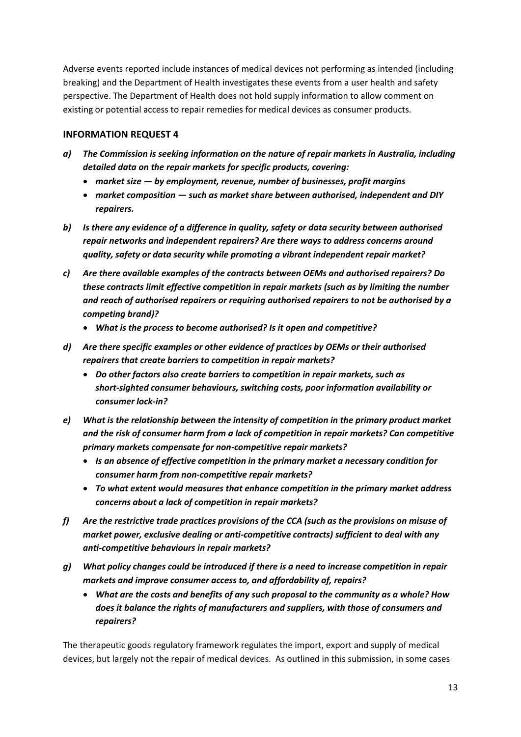Adverse events reported include instances of medical devices not performing as intended (including breaking) and the Department of Health investigates these events from a user health and safety perspective. The Department of Health does not hold supply information to allow comment on existing or potential access to repair remedies for medical devices as consumer products.

### INFORMATION REQUEST 4

***a) The Commission is seeking information on the nature of repair markets in Australia, including detailed data on the repair markets for specific products, covering:***

- ***market size — by employment, revenue, number of businesses, profit margins***
- ***market composition — such as market share between authorised, independent and DIY repairers.***

***b) Is there any evidence of a difference in quality, safety or data security between authorised repair networks and independent repairers? Are there ways to address concerns around quality, safety or data security while promoting a vibrant independent repair market?***

***c) Are there available examples of the contracts between OEMs and authorised repairers? Do these contracts limit effective competition in repair markets (such as by limiting the number and reach of authorised repairers or requiring authorised repairers to not be authorised by a competing brand)?***

- ***What is the process to become authorised? Is it open and competitive?***

***d) Are there specific examples or other evidence of practices by OEMs or their authorised repairers that create barriers to competition in repair markets?***

- ***Do other factors also create barriers to competition in repair markets, such as short-sighted consumer behaviours, switching costs, poor information availability or consumer lock-in?***

***e) What is the relationship between the intensity of competition in the primary product market and the risk of consumer harm from a lack of competition in repair markets? Can competitive primary markets compensate for non-competitive repair markets?***

- ***Is an absence of effective competition in the primary market a necessary condition for consumer harm from non-competitive repair markets?***
- ***To what extent would measures that enhance competition in the primary market address concerns about a lack of competition in repair markets?***

***f) Are the restrictive trade practices provisions of the CCA (such as the provisions on misuse of market power, exclusive dealing or anti-competitive contracts) sufficient to deal with any anti-competitive behaviours in repair markets?***

***g) What policy changes could be introduced if there is a need to increase competition in repair markets and improve consumer access to, and affordability of, repairs?***

- ***What are the costs and benefits of any such proposal to the community as a whole? How does it balance the rights of manufacturers and suppliers, with those of consumers and repairers?***

The therapeutic goods regulatory framework regulates the import, export and supply of medical devices, but largely not the repair of medical devices. As outlined in this submission, in some cases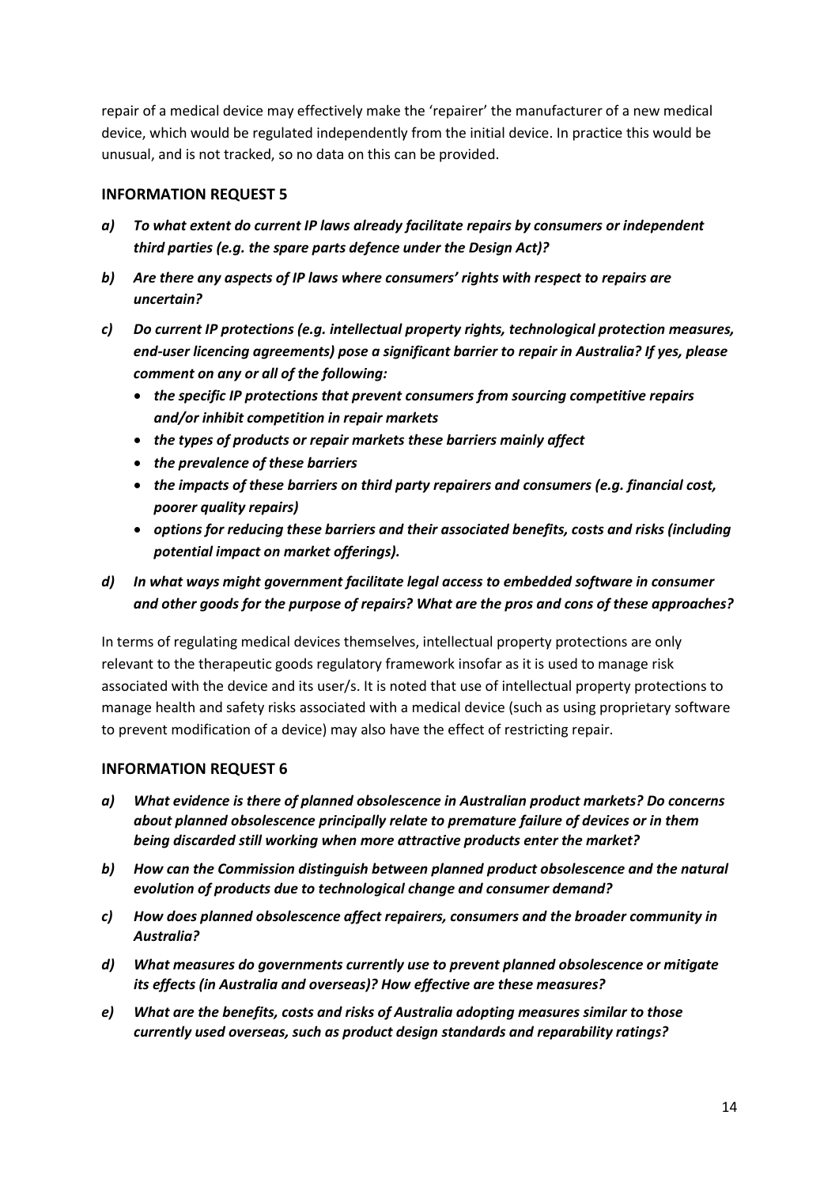repair of a medical device may effectively make the 'repairer' the manufacturer of a new medical device, which would be regulated independently from the initial device. In practice this would be unusual, and is not tracked, so no data on this can be provided.

### INFORMATION REQUEST 5

***a) To what extent do current IP laws already facilitate repairs by consumers or independent third parties (e.g. the spare parts defence under the Design Act)?***

***b) Are there any aspects of IP laws where consumers' rights with respect to repairs are uncertain?***

***c) Do current IP protections (e.g. intellectual property rights, technological protection measures, end-user licencing agreements) pose a significant barrier to repair in Australia? If yes, please comment on any or all of the following:***

- ***the specific IP protections that prevent consumers from sourcing competitive repairs and/or inhibit competition in repair markets***
- ***the types of products or repair markets these barriers mainly affect***
- ***the prevalence of these barriers***
- ***the impacts of these barriers on third party repairers and consumers (e.g. financial cost, poorer quality repairs)***
- ***options for reducing these barriers and their associated benefits, costs and risks (including potential impact on market offerings).***

***d) In what ways might government facilitate legal access to embedded software in consumer and other goods for the purpose of repairs? What are the pros and cons of these approaches?***

In terms of regulating medical devices themselves, intellectual property protections are only relevant to the therapeutic goods regulatory framework insofar as it is used to manage risk associated with the device and its user/s. It is noted that use of intellectual property protections to manage health and safety risks associated with a medical device (such as using proprietary software to prevent modification of a device) may also have the effect of restricting repair.

### INFORMATION REQUEST 6

***a) What evidence is there of planned obsolescence in Australian product markets? Do concerns about planned obsolescence principally relate to premature failure of devices or in them being discarded still working when more attractive products enter the market?***

***b) How can the Commission distinguish between planned product obsolescence and the natural evolution of products due to technological change and consumer demand?***

***c) How does planned obsolescence affect repairers, consumers and the broader community in Australia?***

***d) What measures do governments currently use to prevent planned obsolescence or mitigate its effects (in Australia and overseas)? How effective are these measures?***

***e) What are the benefits, costs and risks of Australia adopting measures similar to those currently used overseas, such as product design standards and reparability ratings?***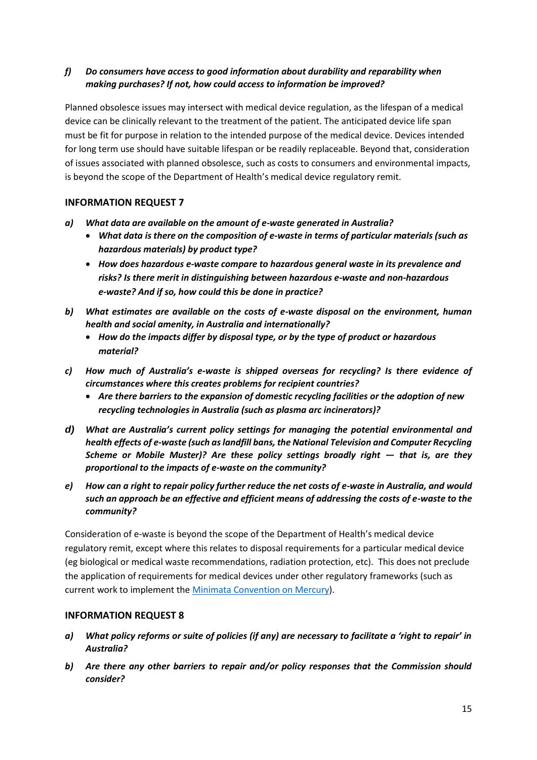***f) Do consumers have access to good information about durability and reparability when making purchases? If not, how could access to information be improved?***

Planned obsolesce issues may intersect with medical device regulation, as the lifespan of a medical device can be clinically relevant to the treatment of the patient. The anticipated device life span must be fit for purpose in relation to the intended purpose of the medical device. Devices intended for long term use should have suitable lifespan or be readily replaceable. Beyond that, consideration of issues associated with planned obsolesce, such as costs to consumers and environmental impacts, is beyond the scope of the Department of Health's medical device regulatory remit.

## INFORMATION REQUEST 7

***a) What data are available on the amount of e-waste generated in Australia?***
- ***What data is there on the composition of e-waste in terms of particular materials (such as hazardous materials) by product type?***
- ***How does hazardous e-waste compare to hazardous general waste in its prevalence and risks? Is there merit in distinguishing between hazardous e-waste and non-hazardous e-waste? And if so, how could this be done in practice?***

***b) What estimates are available on the costs of e-waste disposal on the environment, human health and social amenity, in Australia and internationally?***
- ***How do the impacts differ by disposal type, or by the type of product or hazardous material?***

***c) How much of Australia's e-waste is shipped overseas for recycling? Is there evidence of circumstances where this creates problems for recipient countries?***
- ***Are there barriers to the expansion of domestic recycling facilities or the adoption of new recycling technologies in Australia (such as plasma arc incinerators)?***

***d) What are Australia's current policy settings for managing the potential environmental and health effects of e-waste (such as landfill bans, the National Television and Computer Recycling Scheme or Mobile Muster)? Are these policy settings broadly right — that is, are they proportional to the impacts of e-waste on the community?***

***e) How can a right to repair policy further reduce the net costs of e-waste in Australia, and would such an approach be an effective and efficient means of addressing the costs of e-waste to the community?***

Consideration of e-waste is beyond the scope of the Department of Health's medical device regulatory remit, except where this relates to disposal requirements for a particular medical device (eg biological or medical waste recommendations, radiation protection, etc). This does not preclude the application of requirements for medical devices under other regulatory frameworks (such as current work to implement the Minimata Convention on Mercury).

## INFORMATION REQUEST 8

***a) What policy reforms or suite of policies (if any) are necessary to facilitate a 'right to repair' in Australia?***

***b) Are there any other barriers to repair and/or policy responses that the Commission should consider?***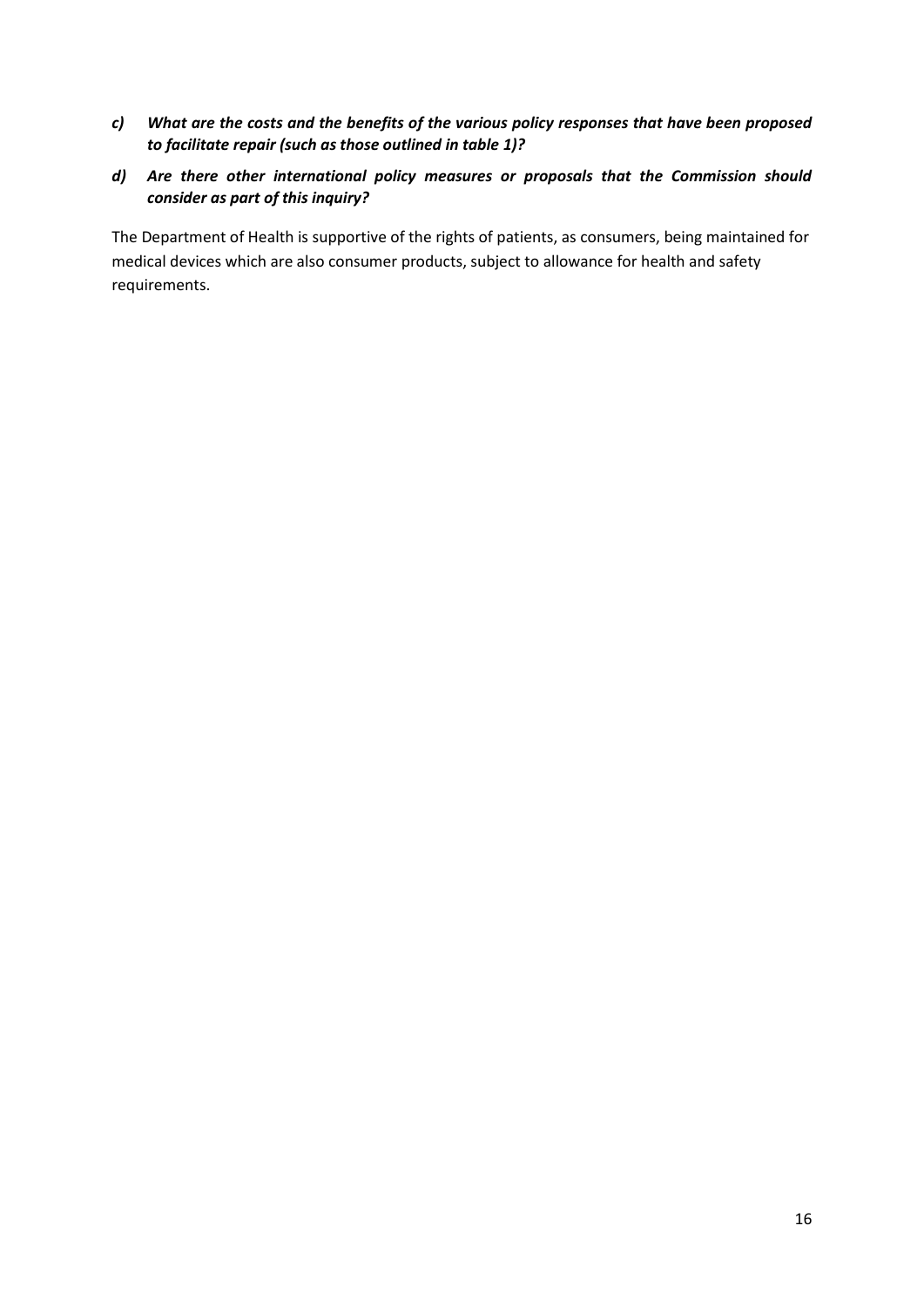*c) What are the costs and the benefits of the various policy responses that have been proposed to facilitate repair (such as those outlined in table 1)?*

*d) Are there other international policy measures or proposals that the Commission should consider as part of this inquiry?*

The Department of Health is supportive of the rights of patients, as consumers, being maintained for medical devices which are also consumer products, subject to allowance for health and safety requirements.